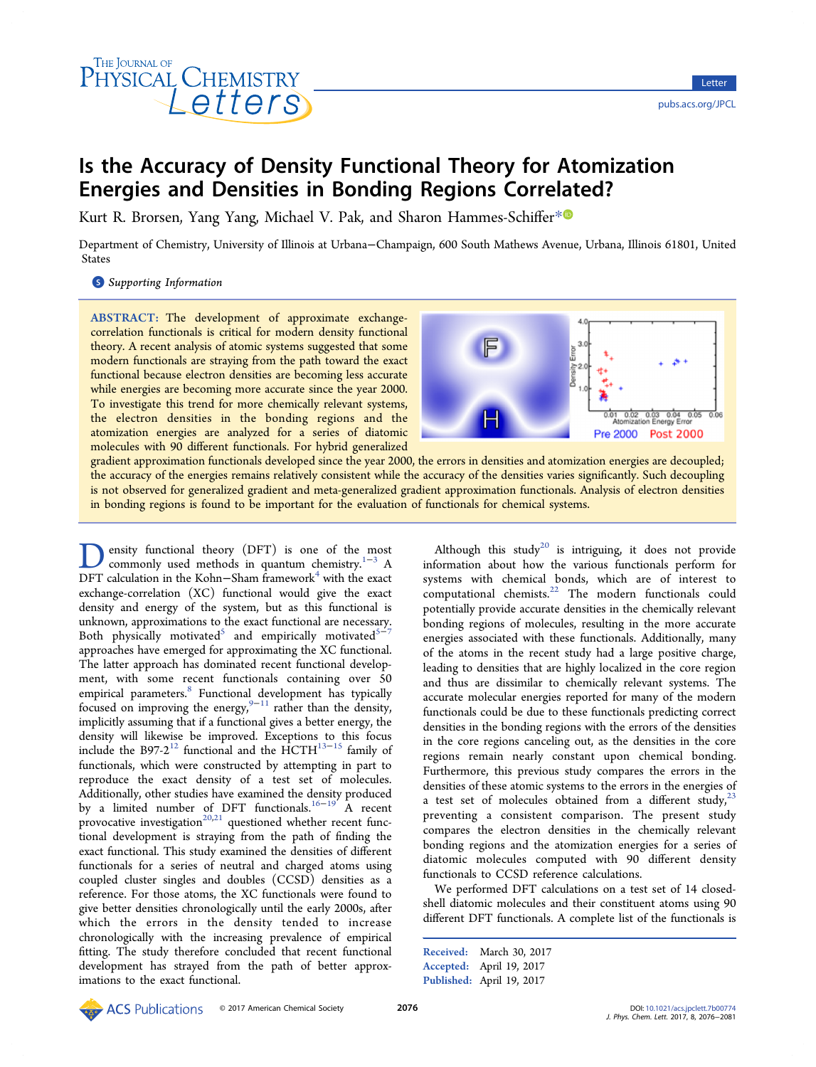# Is the Accuracy of Density Functional Theory for Atomization Energies and Densities in Bonding Regions Correlated?

Kurt R. Brorsen, Yang Yang, Michael V. Pak, and Sharon Hammes-Schiffer*

Department of Chemistry, University of Illinois at Urbana−Champaign, 600 South Mathews Avenue, Urbana, Illinois 61801, United States

*Supporting Information*

**ABSTRACT:** The development of approximate exchange-correlation functionals is critical for modern density functional theory. A recent analysis of atomic systems suggested that some modern functionals are straying from the path toward the exact functional because electron densities are becoming less accurate while energies are becoming more accurate since the year 2000. To investigate this trend for more chemically relevant systems, the electron densities in the bonding regions and the atomization energies are analyzed for a series of diatomic molecules with 90 different functionals. For hybrid generalized gradient approximation functionals developed since the year 2000, the errors in densities and atomization energies are decoupled; the accuracy of the energies remains relatively consistent while the accuracy of the densities varies significantly. Such decoupling is not observed for generalized gradient and meta-generalized gradient approximation functionals. Analysis of electron densities in bonding regions is found to be important for the evaluation of functionals for chemical systems.

Density functional theory (DFT) is one of the most commonly used methods in quantum chemistry.[1−3] A DFT calculation in the Kohn−Sham framework[4] with the exact exchange-correlation (XC) functional would give the exact density and energy of the system, but as this functional is unknown, approximations to the exact functional are necessary. Both physically motivated[5] and empirically motivated[5−7] approaches have emerged for approximating the XC functional. The latter approach has dominated recent functional development, with some recent functionals containing over 50 empirical parameters.[8] Functional development has typically focused on improving the energy,[9−11] rather than the density, implicitly assuming that if a functional gives a better energy, the density will likewise be improved. Exceptions to this focus include the B97-2[12] functional and the HCTH[13−15] family of functionals, which were constructed by attempting in part to reproduce the exact density of a test set of molecules. Additionally, other studies have examined the density produced by a limited number of DFT functionals.[16−19] A recent provocative investigation[20,21] questioned whether recent functional development is straying from the path of finding the exact functional. This study examined the densities of different functionals for a series of neutral and charged atoms using coupled cluster singles and doubles (CCSD) densities as a reference. For those atoms, the XC functionals were found to give better densities chronologically until the early 2000s, after which the errors in the density tended to increase chronologically with the increasing prevalence of empirical fitting. The study therefore concluded that recent functional development has strayed from the path of better approximations to the exact functional.

Although this study[20] is intriguing, it does not provide information about how the various functionals perform for systems with chemical bonds, which are of interest to computational chemists.[22] The modern functionals could potentially provide accurate densities in the chemically relevant bonding regions of molecules, resulting in the more accurate energies associated with these functionals. Additionally, many of the atoms in the recent study had a large positive charge, leading to densities that are highly localized in the core region and thus are dissimilar to chemically relevant systems. The accurate molecular energies reported for many of the modern functionals could be due to these functionals predicting correct densities in the bonding regions with the errors of the densities in the core regions canceling out, as the densities in the core regions remain nearly constant upon chemical bonding. Furthermore, this previous study compares the errors in the densities of these atomic systems to the errors in the energies of a test set of molecules obtained from a different study,[23] preventing a consistent comparison. The present study compares the electron densities in the chemically relevant bonding regions and the atomization energies for a series of diatomic molecules computed with 90 different density functionals to CCSD reference calculations.

We performed DFT calculations on a test set of 14 closed-shell diatomic molecules and their constituent atoms using 90 different DFT functionals. A complete list of the functionals is

Received: March 30, 2017
Accepted: April 19, 2017
Published: April 19, 2017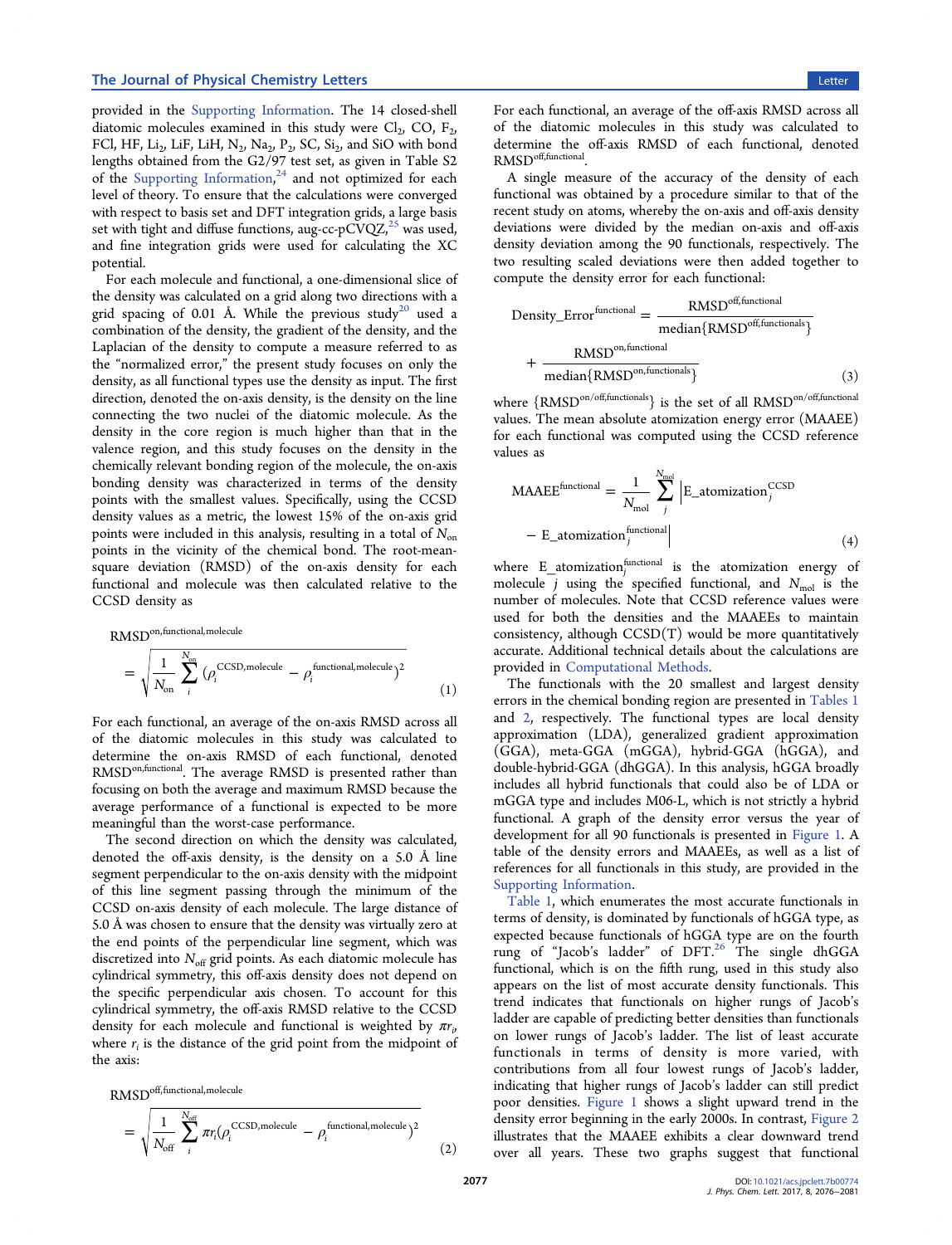provided in the Supporting Information. The 14 closed-shell diatomic molecules examined in this study were $Cl_2$, CO, $F_2$, FCl, HF, $Li_2$, LiF, LiH, $N_2$, $Na_2$, $P_2$, SC, $Si_2$, and SiO with bond lengths obtained from the G2/97 test set, as given in Table S2 of the Supporting Information,[24] and not optimized for each level of theory. To ensure that the calculations were converged with respect to basis set and DFT integration grids, a large basis set with tight and diffuse functions, aug-cc-pCVQZ,[25] was used, and fine integration grids were used for calculating the XC potential.

For each molecule and functional, a one-dimensional slice of the density was calculated on a grid along two directions with a grid spacing of 0.01 Å. While the previous study[20] used a combination of the density, the gradient of the density, and the Laplacian of the density to compute a measure referred to as the "normalized error," the present study focuses on only the density, as all functional types use the density as input. The first direction, denoted the on-axis density, is the density on the line connecting the two nuclei of the diatomic molecule. As the density in the core region is much higher than that in the valence region, and this study focuses on the density in the chemically relevant bonding region of the molecule, the on-axis bonding density was characterized in terms of the density points with the smallest values. Specifically, using the CCSD density values as a metric, the lowest 15% of the on-axis grid points were included in this analysis, resulting in a total of $N_{\rm on}$ points in the vicinity of the chemical bond. The root-mean-square deviation (RMSD) of the on-axis density for each functional and molecule was then calculated relative to the CCSD density as

$$\mathrm{RMSD}^{\mathrm{on,functional,molecule}} = \sqrt{\frac{1}{N_{\mathrm{on}}}\sum_{i}^{N_{\mathrm{on}}}(\rho_i^{\mathrm{CCSD,molecule}} - \rho_i^{\mathrm{functional,molecule}})^2} \tag{1}$$

For each functional, an average of the on-axis RMSD across all of the diatomic molecules in this study was calculated to determine the on-axis RMSD of each functional, denoted $\mathrm{RMSD}^{\mathrm{on,functional}}$. The average RMSD is presented rather than focusing on both the average and maximum RMSD because the average performance of a functional is expected to be more meaningful than the worst-case performance.

The second direction on which the density was calculated, denoted the off-axis density, is the density on a 5.0 Å line segment perpendicular to the on-axis density with the midpoint of this line segment passing through the minimum of the CCSD on-axis density of each molecule. The large distance of 5.0 Å was chosen to ensure that the density was virtually zero at the end points of the perpendicular line segment, which was discretized into $N_{\rm off}$ grid points. As each diatomic molecule has cylindrical symmetry, this off-axis density does not depend on the specific perpendicular axis chosen. To account for this cylindrical symmetry, the off-axis RMSD relative to the CCSD density for each molecule and functional is weighted by $\pi r_i$, where $r_i$ is the distance of the grid point from the midpoint of the axis:

$$\mathrm{RMSD}^{\mathrm{off,functional,molecule}} = \sqrt{\frac{1}{N_{\mathrm{off}}}\sum_{i}^{N_{\mathrm{off}}}\pi r_i(\rho_i^{\mathrm{CCSD,molecule}} - \rho_i^{\mathrm{functional,molecule}})^2} \tag{2}$$

For each functional, an average of the off-axis RMSD across all of the diatomic molecules in this study was calculated to determine the off-axis RMSD of each functional, denoted $\mathrm{RMSD}^{\mathrm{off,functional}}$.

A single measure of the accuracy of the density of each functional was obtained by a procedure similar to that of the recent study on atoms, whereby the on-axis and off-axis density deviations were divided by the median on-axis and off-axis density deviation among the 90 functionals, respectively. The two resulting scaled deviations were then added together to compute the density error for each functional:

$$\mathrm{Density\_Error}^{\mathrm{functional}} = \frac{\mathrm{RMSD}^{\mathrm{off,functional}}}{\mathrm{median}\{\mathrm{RMSD}^{\mathrm{off,functionals}}\}} + \frac{\mathrm{RMSD}^{\mathrm{on,functional}}}{\mathrm{median}\{\mathrm{RMSD}^{\mathrm{on,functionals}}\}} \tag{3}$$

where $\{\mathrm{RMSD}^{\mathrm{on/off,functionals}}\}$ is the set of all $\mathrm{RMSD}^{\mathrm{on/off,functional}}$ values. The mean absolute atomization energy error (MAAEE) for each functional was computed using the CCSD reference values as

$$\mathrm{MAAEE}^{\mathrm{functional}} = \frac{1}{N_{\mathrm{mol}}}\sum_{j}^{N_{\mathrm{mol}}}\left|\mathrm{E\_atomization}_j^{\mathrm{CCSD}} - \mathrm{E\_atomization}_j^{\mathrm{functional}}\right| \tag{4}$$

where $\mathrm{E\_atomization}_j^{\mathrm{functional}}$ is the atomization energy of molecule $j$ using the specified functional, and $N_{\rm mol}$ is the number of molecules. Note that CCSD reference values were used for both the densities and the MAAEEs to maintain consistency, although CCSD(T) would be more quantitatively accurate. Additional technical details about the calculations are provided in Computational Methods.

The functionals with the 20 smallest and largest density errors in the chemical bonding region are presented in Tables 1 and 2, respectively. The functional types are local density approximation (LDA), generalized gradient approximation (GGA), meta-GGA (mGGA), hybrid-GGA (hGGA), and double-hybrid-GGA (dhGGA). In this analysis, hGGA broadly includes all hybrid functionals that could also be of LDA or mGGA type and includes M06-L, which is not strictly a hybrid functional. A graph of the density error versus the year of development for all 90 functionals is presented in Figure 1. A table of the density errors and MAAEEs, as well as a list of references for all functionals in this study, are provided in the Supporting Information.

Table 1, which enumerates the most accurate functionals in terms of density, is dominated by functionals of hGGA type, as expected because functionals of hGGA type are on the fourth rung of "Jacob's ladder" of DFT.[26] The single dhGGA functional, which is on the fifth rung, used in this study also appears on the list of most accurate density functionals. This trend indicates that functionals on higher rungs of Jacob's ladder are capable of predicting better densities than functionals on lower rungs of Jacob's ladder. The list of least accurate functionals in terms of density is more varied, with contributions from all four lowest rungs of Jacob's ladder, indicating that higher rungs of Jacob's ladder can still predict poor densities. Figure 1 shows a slight upward trend in the density error beginning in the early 2000s. In contrast, Figure 2 illustrates that the MAAEE exhibits a clear downward trend over all years. These two graphs suggest that functional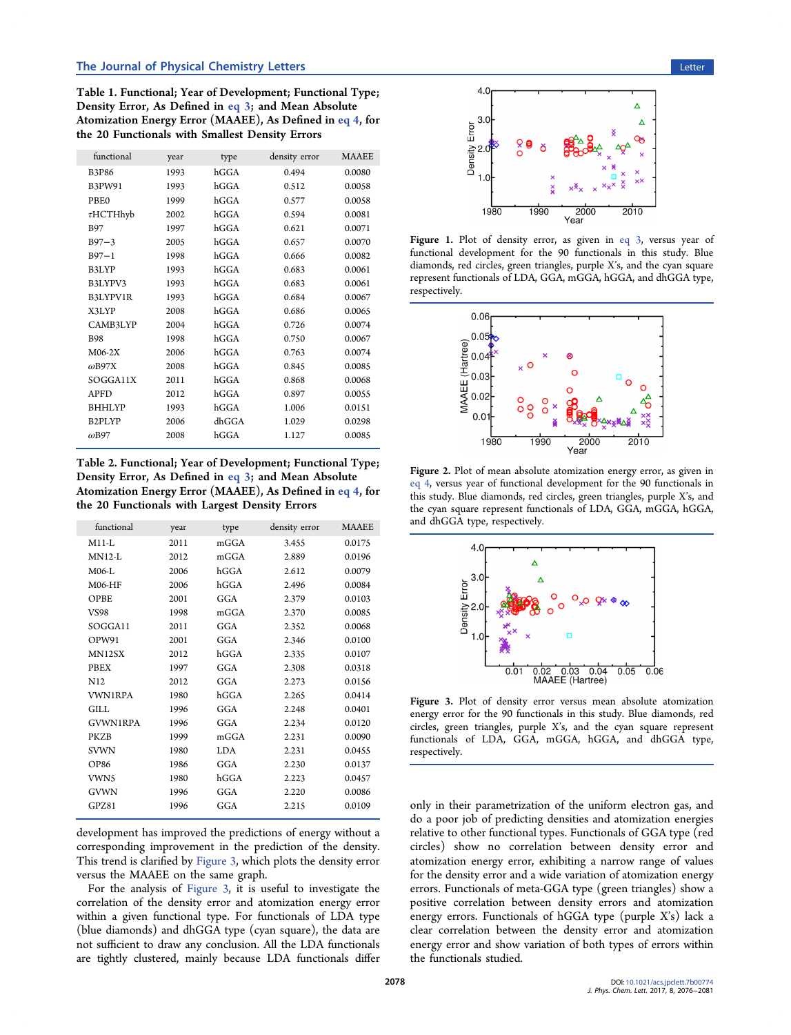**Table 1. Functional; Year of Development; Functional Type; Density Error, As Defined in eq 3; and Mean Absolute Atomization Energy Error (MAAEE), As Defined in eq 4, for the 20 Functionals with Smallest Density Errors**

| functional | year | type | density error | MAAEE |
|---|---|---|---|---|
| B3P86 | 1993 | hGGA | 0.494 | 0.0080 |
| B3PW91 | 1993 | hGGA | 0.512 | 0.0058 |
| PBE0 | 1999 | hGGA | 0.577 | 0.0058 |
| τHCTHhyb | 2002 | hGGA | 0.594 | 0.0081 |
| B97 | 1997 | hGGA | 0.621 | 0.0071 |
| B97−3 | 2005 | hGGA | 0.657 | 0.0070 |
| B97−1 | 1998 | hGGA | 0.666 | 0.0082 |
| B3LYP | 1993 | hGGA | 0.683 | 0.0061 |
| B3LYPV3 | 1993 | hGGA | 0.683 | 0.0061 |
| B3LYPV1R | 1993 | hGGA | 0.684 | 0.0067 |
| X3LYP | 2008 | hGGA | 0.686 | 0.0065 |
| CAMB3LYP | 2004 | hGGA | 0.726 | 0.0074 |
| B98 | 1998 | hGGA | 0.750 | 0.0067 |
| M06-2X | 2006 | hGGA | 0.763 | 0.0074 |
| ωB97X | 2008 | hGGA | 0.845 | 0.0085 |
| SOGGA11X | 2011 | hGGA | 0.868 | 0.0068 |
| APFD | 2012 | hGGA | 0.897 | 0.0055 |
| BHHLYP | 1993 | hGGA | 1.006 | 0.0151 |
| B2PLYP | 2006 | dhGGA | 1.029 | 0.0298 |
| ωB97 | 2008 | hGGA | 1.127 | 0.0085 |

**Table 2. Functional; Year of Development; Functional Type; Density Error, As Defined in eq 3; and Mean Absolute Atomization Energy Error (MAAEE), As Defined in eq 4, for the 20 Functionals with Largest Density Errors**

| functional | year | type | density error | MAAEE |
|---|---|---|---|---|
| M11-L | 2011 | mGGA | 3.455 | 0.0175 |
| MN12-L | 2012 | mGGA | 2.889 | 0.0196 |
| M06-L | 2006 | hGGA | 2.612 | 0.0079 |
| M06-HF | 2006 | hGGA | 2.496 | 0.0084 |
| OPBE | 2001 | GGA | 2.379 | 0.0103 |
| VS98 | 1998 | mGGA | 2.370 | 0.0085 |
| SOGGA11 | 2011 | GGA | 2.352 | 0.0068 |
| OPW91 | 2001 | GGA | 2.346 | 0.0100 |
| MN12SX | 2012 | hGGA | 2.335 | 0.0107 |
| PBEX | 1997 | GGA | 2.308 | 0.0318 |
| N12 | 2012 | GGA | 2.273 | 0.0156 |
| VWN1RPA | 1980 | hGGA | 2.265 | 0.0414 |
| GILL | 1996 | GGA | 2.248 | 0.0401 |
| GVWN1RPA | 1996 | GGA | 2.234 | 0.0120 |
| PKZB | 1999 | mGGA | 2.231 | 0.0090 |
| SVWN | 1980 | LDA | 2.231 | 0.0455 |
| OP86 | 1986 | GGA | 2.230 | 0.0137 |
| VWN5 | 1980 | hGGA | 2.223 | 0.0457 |
| GVWN | 1996 | GGA | 2.220 | 0.0086 |
| GPZ81 | 1996 | GGA | 2.215 | 0.0109 |

development has improved the predictions of energy without a corresponding improvement in the prediction of the density. This trend is clarified by Figure 3, which plots the density error versus the MAAEE on the same graph.

For the analysis of Figure 3, it is useful to investigate the correlation of the density error and atomization energy error within a given functional type. For functionals of LDA type (blue diamonds) and dhGGA type (cyan square), the data are not sufficient to draw any conclusion. All the LDA functionals are tightly clustered, mainly because LDA functionals differ only in their parametrization of the uniform electron gas, and do a poor job of predicting densities and atomization energies relative to other functional types. Functionals of GGA type (red circles) show no correlation between density error and atomization energy error, exhibiting a narrow range of values for the density error and a wide variation of atomization energy errors. Functionals of meta-GGA type (green triangles) show a positive correlation between density errors and atomization energy errors. Functionals of hGGA type (purple X's) lack a clear correlation between the density error and atomization energy error and show variation of both types of errors within the functionals studied.

Figure 1. Plot of density error, as given in eq 3, versus year of functional development for the 90 functionals in this study. Blue diamonds, red circles, green triangles, purple X's, and the cyan square represent functionals of LDA, GGA, mGGA, hGGA, and dhGGA type, respectively.

Figure 2. Plot of mean absolute atomization energy error, as given in eq 4, versus year of functional development for the 90 functionals in this study. Blue diamonds, red circles, green triangles, purple X's, and the cyan square represent functionals of LDA, GGA, mGGA, hGGA, and dhGGA type, respectively.

Figure 3. Plot of density error versus mean absolute atomization energy error for the 90 functionals in this study. Blue diamonds, red circles, green triangles, purple X's, and the cyan square represent functionals of LDA, GGA, mGGA, hGGA, and dhGGA type, respectively.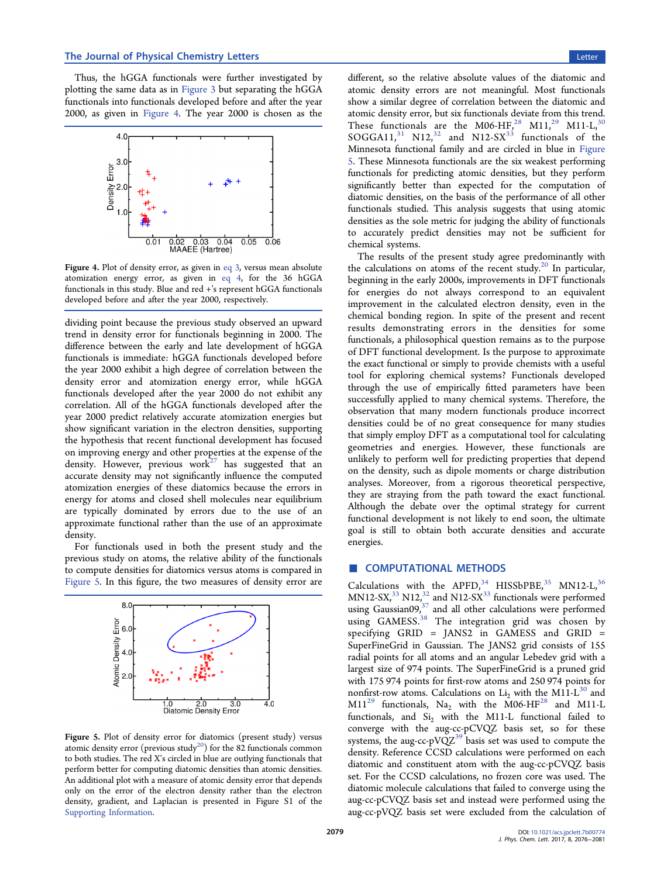Thus, the hGGA functionals were further investigated by plotting the same data as in Figure 3 but separating the hGGA functionals into functionals developed before and after the year 2000, as given in Figure 4. The year 2000 is chosen as the dividing point because the previous study observed an upward trend in density error for functionals beginning in 2000. The difference between the early and late development of hGGA functionals is immediate: hGGA functionals developed before the year 2000 exhibit a high degree of correlation between the density error and atomization energy error, while hGGA functionals developed after the year 2000 do not exhibit any correlation. All of the hGGA functionals developed after the year 2000 predict relatively accurate atomization energies but show significant variation in the electron densities, supporting the hypothesis that recent functional development has focused on improving energy and other properties at the expense of the density. However, previous work[27] has suggested that an accurate density may not significantly influence the computed atomization energies of these diatomics because the errors in energy for atoms and closed shell molecules near equilibrium are typically dominated by errors due to the use of an approximate functional rather than the use of an approximate density.

**Figure 4.** Plot of density error, as given in eq 3, versus mean absolute atomization energy error, as given in eq 4, for the 36 hGGA functionals in this study. Blue and red +'s represent hGGA functionals developed before and after the year 2000, respectively.

For functionals used in both the present study and the previous study on atoms, the relative ability of the functionals to compute densities for diatomics versus atoms is compared in Figure 5. In this figure, the two measures of density error are different, so the relative absolute values of the diatomic and atomic density errors are not meaningful. Most functionals show a similar degree of correlation between the diatomic and atomic density error, but six functionals deviate from this trend. These functionals are the M06-HF,[28] M11,[29] M11-L,[30] SOGGA11,[31] N12,[32] and N12-SX[33] functionals of the Minnesota functional family and are circled in blue in Figure 5. These Minnesota functionals are the six weakest performing functionals for predicting atomic densities, but they perform significantly better than expected for the computation of diatomic densities, on the basis of the performance of all other functionals studied. This analysis suggests that using atomic densities as the sole metric for judging the ability of functionals to accurately predict densities may not be sufficient for chemical systems.

**Figure 5.** Plot of density error for diatomics (present study) versus atomic density error (previous study[20]) for the 82 functionals common to both studies. The red X's circled in blue are outlying functionals that perform better for computing diatomic densities than atomic densities. An additional plot with a measure of atomic density error that depends only on the error of the electron density rather than the electron density, gradient, and Laplacian is presented in Figure S1 of the Supporting Information.

The results of the present study agree predominantly with the calculations on atoms of the recent study.[20] In particular, beginning in the early 2000s, improvements in DFT functionals for energies do not always correspond to an equivalent improvement in the calculated electron density, even in the chemical bonding region. In spite of the present and recent results demonstrating errors in the densities for some functionals, a philosophical question remains as to the purpose of DFT functional development. Is the purpose to approximate the exact functional or simply to provide chemists with a useful tool for exploring chemical systems? Functionals developed through the use of empirically fitted parameters have been successfully applied to many chemical systems. Therefore, the observation that many modern functionals produce incorrect densities could be of no great consequence for many studies that simply employ DFT as a computational tool for calculating geometries and energies. However, these functionals are unlikely to perform well for predicting properties that depend on the density, such as dipole moments or charge distribution analyses. Moreover, from a rigorous theoretical perspective, they are straying from the path toward the exact functional. Although the debate over the optimal strategy for current functional development is not likely to end soon, the ultimate goal is still to obtain both accurate densities and accurate energies.

## COMPUTATIONAL METHODS

Calculations with the APFD,[34] HISSbPBE,[35] MN12-L,[36] MN12-SX,[33] N12,[32] and N12-SX[33] functionals were performed using Gaussian09,[37] and all other calculations were performed using GAMESS.[38] The integration grid was chosen by specifying GRID = JANS2 in GAMESS and GRID = SuperFineGrid in Gaussian. The JANS2 grid consists of 155 radial points for all atoms and an angular Lebedev grid with a largest size of 974 points. The SuperFineGrid is a pruned grid with 175 974 points for first-row atoms and 250 974 points for nonfirst-row atoms. Calculations on $Li_2$ with the M11-L[30] and M11[29] functionals, $Na_2$ with the M06-HF[28] and M11-L functionals, and $Si_2$ with the M11-L functional failed to converge with the aug-cc-pCVQZ basis set, so for these systems, the aug-cc-pVQZ[39] basis set was used to compute the density. Reference CCSD calculations were performed on each diatomic and constituent atom with the aug-cc-pCVQZ basis set. For the CCSD calculations, no frozen core was used. The diatomic molecule calculations that failed to converge using the aug-cc-pCVQZ basis set and instead were performed using the aug-cc-pVQZ basis set were excluded from the calculation of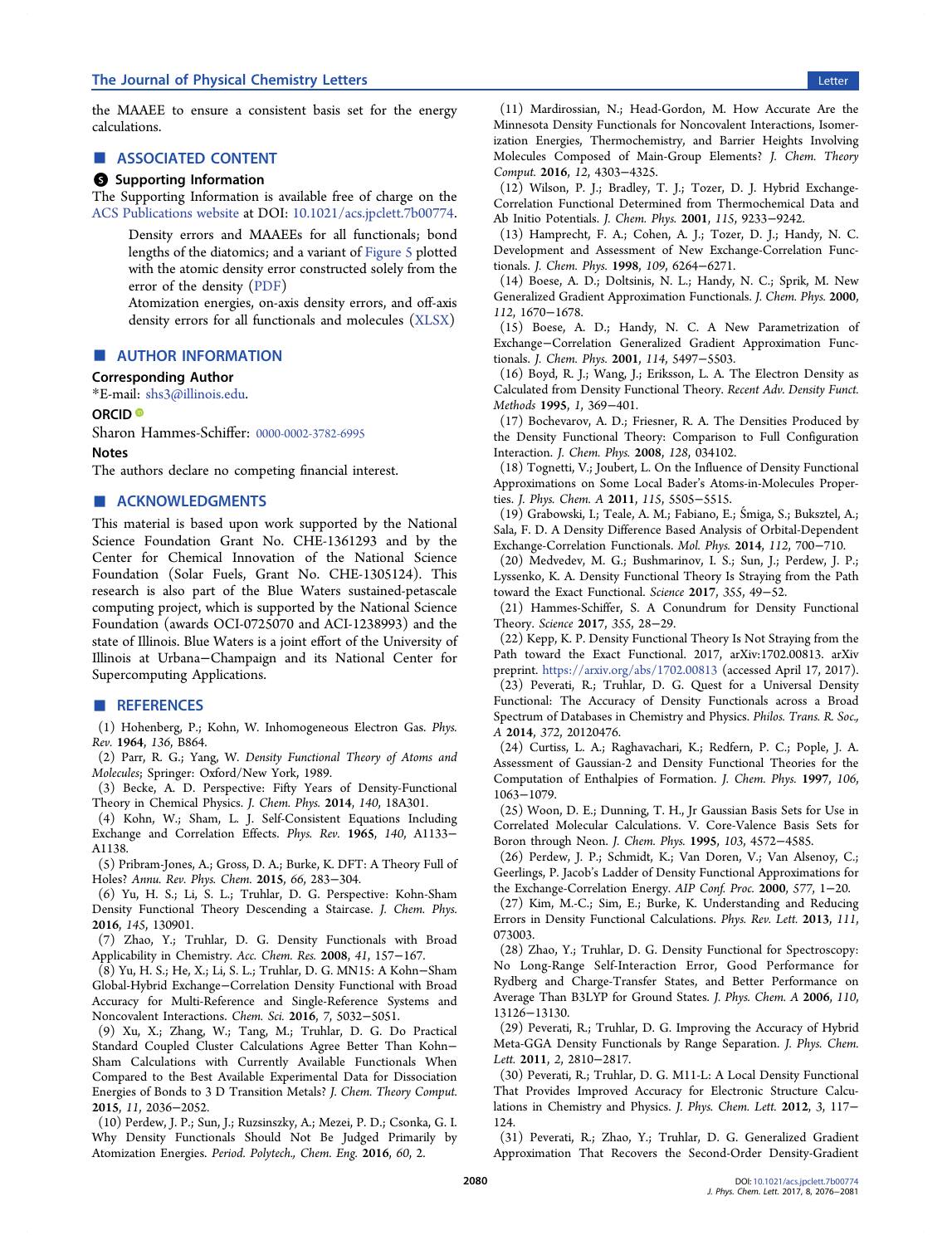the MAAEE to ensure a consistent basis set for the energy calculations.

## ■ ASSOCIATED CONTENT

### Supporting Information

The Supporting Information is available free of charge on the ACS Publications website at DOI: 10.1021/acs.jpclett.7b00774.

> Density errors and MAAEEs for all functionals; bond lengths of the diatomics; and a variant of Figure 5 plotted with the atomic density error constructed solely from the error of the density (PDF)
>
> Atomization energies, on-axis density errors, and off-axis density errors for all functionals and molecules (XLSX)

## ■ AUTHOR INFORMATION

### Corresponding Author

*E-mail: shs3@illinois.edu.

### ORCID

Sharon Hammes-Schiffer: 0000-0002-3782-6995

### Notes

The authors declare no competing financial interest.

## ■ ACKNOWLEDGMENTS

This material is based upon work supported by the National Science Foundation Grant No. CHE-1361293 and by the Center for Chemical Innovation of the National Science Foundation (Solar Fuels, Grant No. CHE-1305124). This research is also part of the Blue Waters sustained-petascale computing project, which is supported by the National Science Foundation (awards OCI-0725070 and ACI-1238993) and the state of Illinois. Blue Waters is a joint effort of the University of Illinois at Urbana−Champaign and its National Center for Supercomputing Applications.

## ■ REFERENCES

(1) Hohenberg, P.; Kohn, W. Inhomogeneous Electron Gas. *Phys. Rev.* **1964**, *136*, B864.

(2) Parr, R. G.; Yang, W. *Density Functional Theory of Atoms and Molecules*; Springer: Oxford/New York, 1989.

(3) Becke, A. D. Perspective: Fifty Years of Density-Functional Theory in Chemical Physics. *J. Chem. Phys.* **2014**, *140*, 18A301.

(4) Kohn, W.; Sham, L. J. Self-Consistent Equations Including Exchange and Correlation Effects. *Phys. Rev.* **1965**, *140*, A1133−A1138.

(5) Pribram-Jones, A.; Gross, D. A.; Burke, K. DFT: A Theory Full of Holes? *Annu. Rev. Phys. Chem.* **2015**, *66*, 283−304.

(6) Yu, H. S.; Li, S. L.; Truhlar, D. G. Perspective: Kohn-Sham Density Functional Theory Descending a Staircase. *J. Chem. Phys.* **2016**, *145*, 130901.

(7) Zhao, Y.; Truhlar, D. G. Density Functionals with Broad Applicability in Chemistry. *Acc. Chem. Res.* **2008**, *41*, 157−167.

(8) Yu, H. S.; He, X.; Li, S. L.; Truhlar, D. G. MN15: A Kohn−Sham Global-Hybrid Exchange−Correlation Density Functional with Broad Accuracy for Multi-Reference and Single-Reference Systems and Noncovalent Interactions. *Chem. Sci.* **2016**, *7*, 5032−5051.

(9) Xu, X.; Zhang, W.; Tang, M.; Truhlar, D. G. Do Practical Standard Coupled Cluster Calculations Agree Better Than Kohn−Sham Calculations with Currently Available Functionals When Compared to the Best Available Experimental Data for Dissociation Energies of Bonds to 3 D Transition Metals? *J. Chem. Theory Comput.* **2015**, *11*, 2036−2052.

(10) Perdew, J. P.; Sun, J.; Ruzsinszky, A.; Mezei, P. D.; Csonka, G. I. Why Density Functionals Should Not Be Judged Primarily by Atomization Energies. *Period. Polytech., Chem. Eng.* **2016**, *60*, 2.

(11) Mardirossian, N.; Head-Gordon, M. How Accurate Are the Minnesota Density Functionals for Noncovalent Interactions, Isomerization Energies, Thermochemistry, and Barrier Heights Involving Molecules Composed of Main-Group Elements? *J. Chem. Theory Comput.* **2016**, *12*, 4303−4325.

(12) Wilson, P. J.; Bradley, T. J.; Tozer, D. J. Hybrid Exchange-Correlation Functional Determined from Thermochemical Data and Ab Initio Potentials. *J. Chem. Phys.* **2001**, *115*, 9233−9242.

(13) Hamprecht, F. A.; Cohen, A. J.; Tozer, D. J.; Handy, N. C. Development and Assessment of New Exchange-Correlation Functionals. *J. Chem. Phys.* **1998**, *109*, 6264−6271.

(14) Boese, A. D.; Doltsinis, N. L.; Handy, N. C.; Sprik, M. New Generalized Gradient Approximation Functionals. *J. Chem. Phys.* **2000**, *112*, 1670−1678.

(15) Boese, A. D.; Handy, N. C. A New Parametrization of Exchange−Correlation Generalized Gradient Approximation Functionals. *J. Chem. Phys.* **2001**, *114*, 5497−5503.

(16) Boyd, R. J.; Wang, J.; Eriksson, L. A. The Electron Density as Calculated from Density Functional Theory. *Recent Adv. Density Funct. Methods* **1995**, *1*, 369−401.

(17) Bochevarov, A. D.; Friesner, R. A. The Densities Produced by the Density Functional Theory: Comparison to Full Configuration Interaction. *J. Chem. Phys.* **2008**, *128*, 034102.

(18) Tognetti, V.; Joubert, L. On the Influence of Density Functional Approximations on Some Local Bader's Atoms-in-Molecules Properties. *J. Phys. Chem. A* **2011**, *115*, 5505−5515.

(19) Grabowski, I.; Teale, A. M.; Fabiano, E.; Śmiga, S.; Buksztel, A.; Sala, F. D. A Density Difference Based Analysis of Orbital-Dependent Exchange-Correlation Functionals. *Mol. Phys.* **2014**, *112*, 700−710.

(20) Medvedev, M. G.; Bushmarinov, I. S.; Sun, J.; Perdew, J. P.; Lyssenko, K. A. Density Functional Theory Is Straying from the Path toward the Exact Functional. *Science* **2017**, *355*, 49−52.

(21) Hammes-Schiffer, S. A Conundrum for Density Functional Theory. *Science* **2017**, *355*, 28−29.

(22) Kepp, K. P. Density Functional Theory Is Not Straying from the Path toward the Exact Functional. 2017, arXiv:1702.00813. arXiv preprint. https://arxiv.org/abs/1702.00813 (accessed April 17, 2017).

(23) Peverati, R.; Truhlar, D. G. Quest for a Universal Density Functional: The Accuracy of Density Functionals across a Broad Spectrum of Databases in Chemistry and Physics. *Philos. Trans. R. Soc., A* **2014**, *372*, 20120476.

(24) Curtiss, L. A.; Raghavachari, K.; Redfern, P. C.; Pople, J. A. Assessment of Gaussian-2 and Density Functional Theories for the Computation of Enthalpies of Formation. *J. Chem. Phys.* **1997**, *106*, 1063−1079.

(25) Woon, D. E.; Dunning, T. H., Jr Gaussian Basis Sets for Use in Correlated Molecular Calculations. V. Core-Valence Basis Sets for Boron through Neon. *J. Chem. Phys.* **1995**, *103*, 4572−4585.

(26) Perdew, J. P.; Schmidt, K.; Van Doren, V.; Van Alsenoy, C.; Geerlings, P. Jacob's Ladder of Density Functional Approximations for the Exchange-Correlation Energy. *AIP Conf. Proc.* **2000**, *577*, 1−20.

(27) Kim, M.-C.; Sim, E.; Burke, K. Understanding and Reducing Errors in Density Functional Calculations. *Phys. Rev. Lett.* **2013**, *111*, 073003.

(28) Zhao, Y.; Truhlar, D. G. Density Functional for Spectroscopy: No Long-Range Self-Interaction Error, Good Performance for Rydberg and Charge-Transfer States, and Better Performance on Average Than B3LYP for Ground States. *J. Phys. Chem. A* **2006**, *110*, 13126−13130.

(29) Peverati, R.; Truhlar, D. G. Improving the Accuracy of Hybrid Meta-GGA Density Functionals by Range Separation. *J. Phys. Chem. Lett.* **2011**, *2*, 2810−2817.

(30) Peverati, R.; Truhlar, D. G. M11-L: A Local Density Functional That Provides Improved Accuracy for Electronic Structure Calculations in Chemistry and Physics. *J. Phys. Chem. Lett.* **2012**, *3*, 117−124.

(31) Peverati, R.; Zhao, Y.; Truhlar, D. G. Generalized Gradient Approximation That Recovers the Second-Order Density-Gradient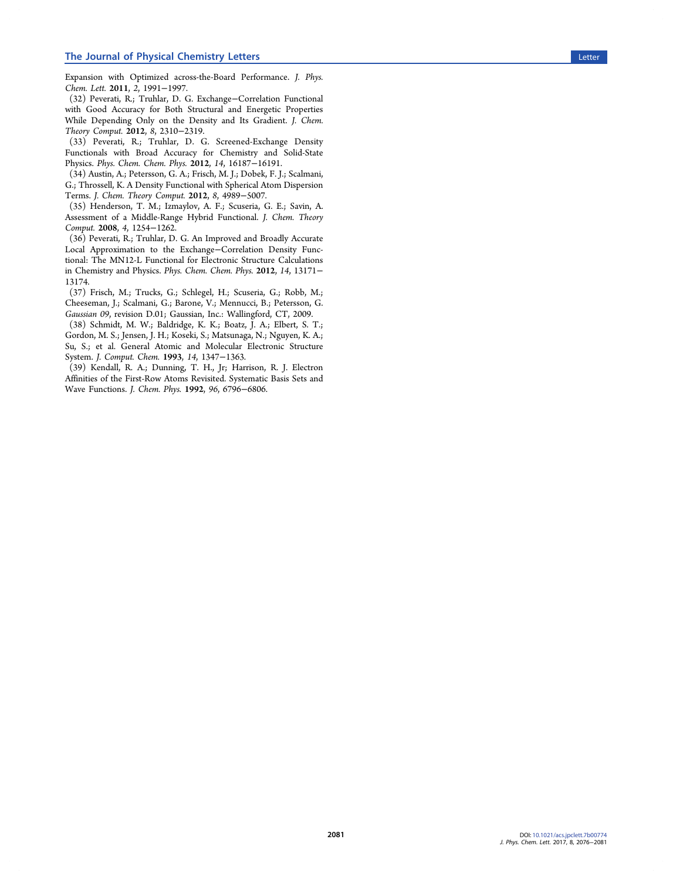Expansion with Optimized across-the-Board Performance. *J. Phys. Chem. Lett.* **2011**, *2*, 1991−1997.

(32) Peverati, R.; Truhlar, D. G. Exchange−Correlation Functional with Good Accuracy for Both Structural and Energetic Properties While Depending Only on the Density and Its Gradient. *J. Chem. Theory Comput.* **2012**, *8*, 2310−2319.

(33) Peverati, R.; Truhlar, D. G. Screened-Exchange Density Functionals with Broad Accuracy for Chemistry and Solid-State Physics. *Phys. Chem. Chem. Phys.* **2012**, *14*, 16187−16191.

(34) Austin, A.; Petersson, G. A.; Frisch, M. J.; Dobek, F. J.; Scalmani, G.; Throssell, K. A Density Functional with Spherical Atom Dispersion Terms. *J. Chem. Theory Comput.* **2012**, *8*, 4989−5007.

(35) Henderson, T. M.; Izmaylov, A. F.; Scuseria, G. E.; Savin, A. Assessment of a Middle-Range Hybrid Functional. *J. Chem. Theory Comput.* **2008**, *4*, 1254−1262.

(36) Peverati, R.; Truhlar, D. G. An Improved and Broadly Accurate Local Approximation to the Exchange−Correlation Density Functional: The MN12-L Functional for Electronic Structure Calculations in Chemistry and Physics. *Phys. Chem. Chem. Phys.* **2012**, *14*, 13171−13174.

(37) Frisch, M.; Trucks, G.; Schlegel, H.; Scuseria, G.; Robb, M.; Cheeseman, J.; Scalmani, G.; Barone, V.; Mennucci, B.; Petersson, G. *Gaussian 09*, revision D.01; Gaussian, Inc.: Wallingford, CT, 2009.

(38) Schmidt, M. W.; Baldridge, K. K.; Boatz, J. A.; Elbert, S. T.; Gordon, M. S.; Jensen, J. H.; Koseki, S.; Matsunaga, N.; Nguyen, K. A.; Su, S.; et al. General Atomic and Molecular Electronic Structure System. *J. Comput. Chem.* **1993**, *14*, 1347−1363.

(39) Kendall, R. A.; Dunning, T. H., Jr; Harrison, R. J. Electron Affinities of the First-Row Atoms Revisited. Systematic Basis Sets and Wave Functions. *J. Chem. Phys.* **1992**, *96*, 6796−6806.